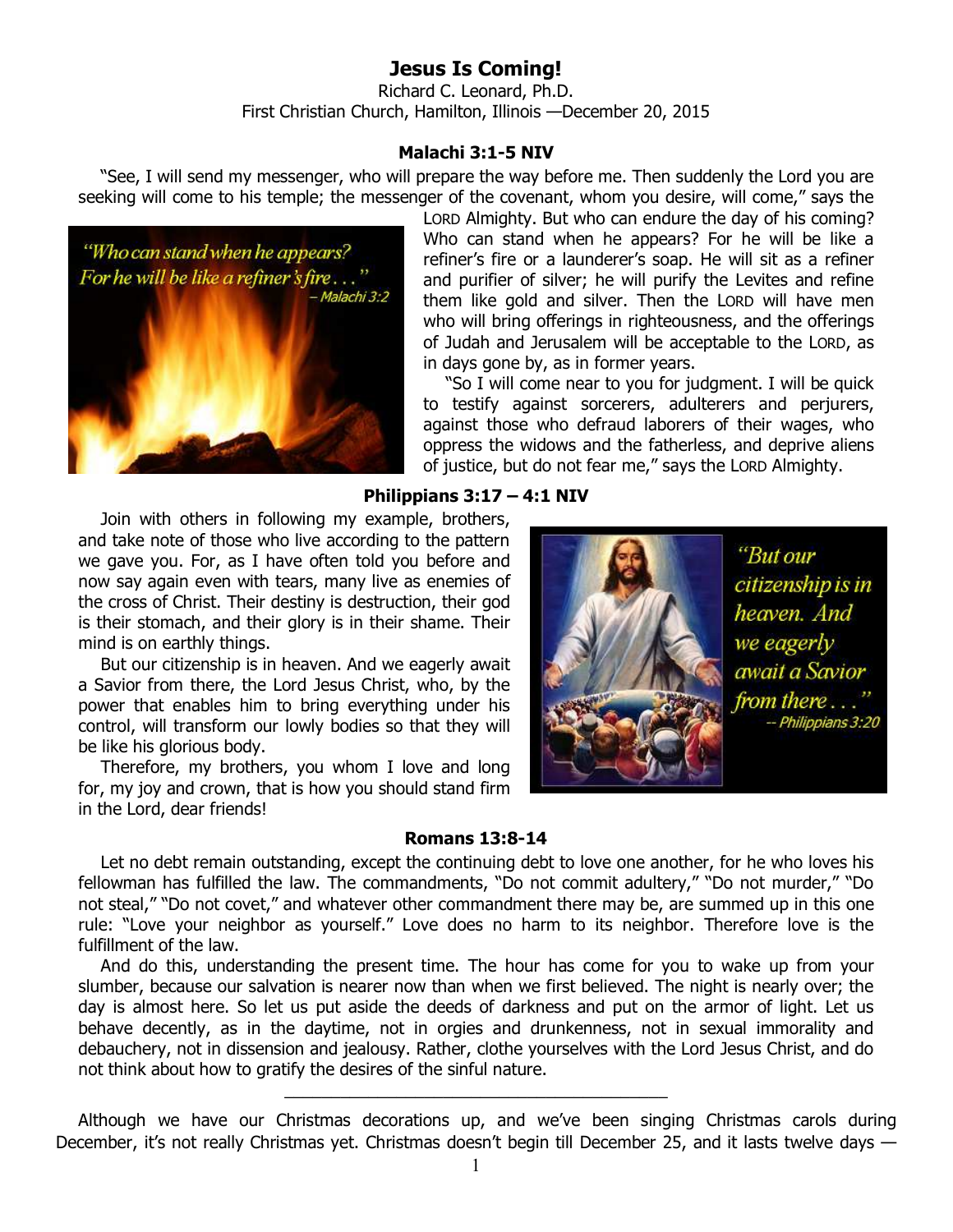# Jesus Is Coming!

Richard C. Leonard, Ph.D.
First Christian Church, Hamilton, Illinois —December 20, 2015

### Malachi 3:1-5 NIV

"See, I will send my messenger, who will prepare the way before me. Then suddenly the Lord you are seeking will come to his temple; the messenger of the covenant, whom you desire, will come," says the LORD Almighty. But who can endure the day of his coming? Who can stand when he appears? For he will be like a refiner's fire or a launderer's soap. He will sit as a refiner and purifier of silver; he will purify the Levites and refine them like gold and silver. Then the LORD will have men who will bring offerings in righteousness, and the offerings of Judah and Jerusalem will be acceptable to the LORD, as in days gone by, as in former years.

"So I will come near to you for judgment. I will be quick to testify against sorcerers, adulterers and perjurers, against those who defraud laborers of their wages, who oppress the widows and the fatherless, and deprive aliens of justice, but do not fear me," says the LORD Almighty.

### Philippians 3:17 – 4:1 NIV

Join with others in following my example, brothers, and take note of those who live according to the pattern we gave you. For, as I have often told you before and now say again even with tears, many live as enemies of the cross of Christ. Their destiny is destruction, their god is their stomach, and their glory is in their shame. Their mind is on earthly things.

But our citizenship is in heaven. And we eagerly await a Savior from there, the Lord Jesus Christ, who, by the power that enables him to bring everything under his control, will transform our lowly bodies so that they will be like his glorious body.

Therefore, my brothers, you whom I love and long for, my joy and crown, that is how you should stand firm in the Lord, dear friends!

### Romans 13:8-14

Let no debt remain outstanding, except the continuing debt to love one another, for he who loves his fellowman has fulfilled the law. The commandments, "Do not commit adultery," "Do not murder," "Do not steal," "Do not covet," and whatever other commandment there may be, are summed up in this one rule: "Love your neighbor as yourself." Love does no harm to its neighbor. Therefore love is the fulfillment of the law.

And do this, understanding the present time. The hour has come for you to wake up from your slumber, because our salvation is nearer now than when we first believed. The night is nearly over; the day is almost here. So let us put aside the deeds of darkness and put on the armor of light. Let us behave decently, as in the daytime, not in orgies and drunkenness, not in sexual immorality and debauchery, not in dissension and jealousy. Rather, clothe yourselves with the Lord Jesus Christ, and do not think about how to gratify the desires of the sinful nature.

---

Although we have our Christmas decorations up, and we've been singing Christmas carols during December, it's not really Christmas yet. Christmas doesn't begin till December 25, and it lasts twelve days —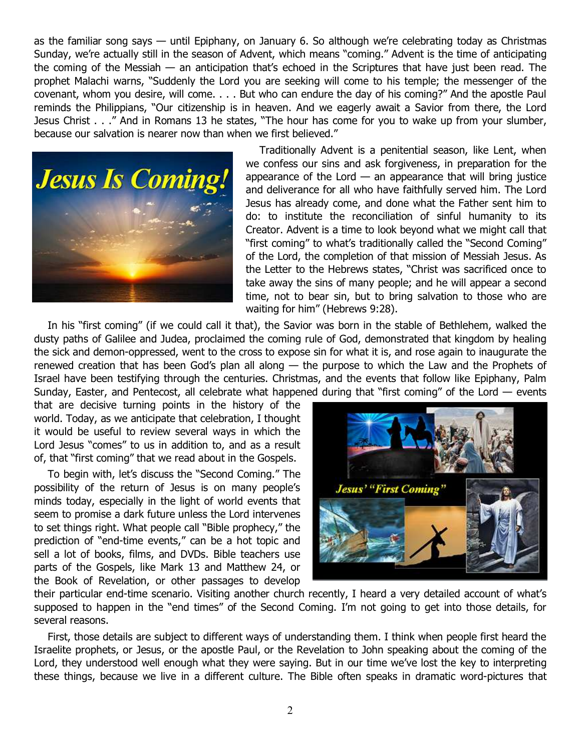as the familiar song says — until Epiphany, on January 6. So although we're celebrating today as Christmas Sunday, we're actually still in the season of Advent, which means "coming." Advent is the time of anticipating the coming of the Messiah — an anticipation that's echoed in the Scriptures that have just been read. The prophet Malachi warns, "Suddenly the Lord you are seeking will come to his temple; the messenger of the covenant, whom you desire, will come. . . . But who can endure the day of his coming?" And the apostle Paul reminds the Philippians, "Our citizenship is in heaven. And we eagerly await a Savior from there, the Lord Jesus Christ . . ." And in Romans 13 he states, "The hour has come for you to wake up from your slumber, because our salvation is nearer now than when we first believed."

Traditionally Advent is a penitential season, like Lent, when we confess our sins and ask forgiveness, in preparation for the appearance of the Lord — an appearance that will bring justice and deliverance for all who have faithfully served him. The Lord Jesus has already come, and done what the Father sent him to do: to institute the reconciliation of sinful humanity to its Creator. Advent is a time to look beyond what we might call that "first coming" to what's traditionally called the "Second Coming" of the Lord, the completion of that mission of Messiah Jesus. As the Letter to the Hebrews states, "Christ was sacrificed once to take away the sins of many people; and he will appear a second time, not to bear sin, but to bring salvation to those who are waiting for him" (Hebrews 9:28).

In his "first coming" (if we could call it that), the Savior was born in the stable of Bethlehem, walked the dusty paths of Galilee and Judea, proclaimed the coming rule of God, demonstrated that kingdom by healing the sick and demon-oppressed, went to the cross to expose sin for what it is, and rose again to inaugurate the renewed creation that has been God's plan all along — the purpose to which the Law and the Prophets of Israel have been testifying through the centuries. Christmas, and the events that follow like Epiphany, Palm Sunday, Easter, and Pentecost, all celebrate what happened during that "first coming" of the Lord — events that are decisive turning points in the history of the world. Today, as we anticipate that celebration, I thought it would be useful to review several ways in which the Lord Jesus "comes" to us in addition to, and as a result of, that "first coming" that we read about in the Gospels.

To begin with, let's discuss the "Second Coming." The possibility of the return of Jesus is on many people's minds today, especially in the light of world events that seem to promise a dark future unless the Lord intervenes to set things right. What people call "Bible prophecy," the prediction of "end-time events," can be a hot topic and sell a lot of books, films, and DVDs. Bible teachers use parts of the Gospels, like Mark 13 and Matthew 24, or the Book of Revelation, or other passages to develop their particular end-time scenario. Visiting another church recently, I heard a very detailed account of what's supposed to happen in the "end times" of the Second Coming. I'm not going to get into those details, for several reasons.

First, those details are subject to different ways of understanding them. I think when people first heard the Israelite prophets, or Jesus, or the apostle Paul, or the Revelation to John speaking about the coming of the Lord, they understood well enough what they were saying. But in our time we've lost the key to interpreting these things, because we live in a different culture. The Bible often speaks in dramatic word-pictures that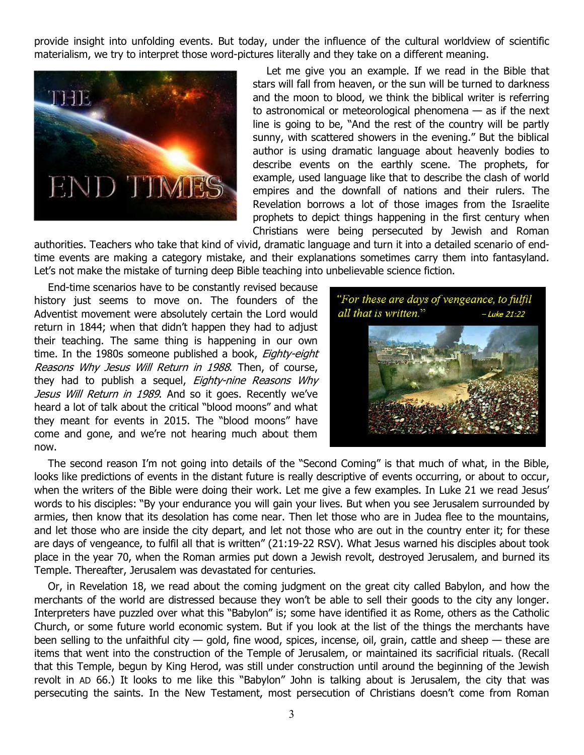provide insight into unfolding events. But today, under the influence of the cultural worldview of scientific materialism, we try to interpret those word-pictures literally and they take on a different meaning.

Let me give you an example. If we read in the Bible that stars will fall from heaven, or the sun will be turned to darkness and the moon to blood, we think the biblical writer is referring to astronomical or meteorological phenomena — as if the next line is going to be, "And the rest of the country will be partly sunny, with scattered showers in the evening." But the biblical author is using dramatic language about heavenly bodies to describe events on the earthly scene. The prophets, for example, used language like that to describe the clash of world empires and the downfall of nations and their rulers. The Revelation borrows a lot of those images from the Israelite prophets to depict things happening in the first century when Christians were being persecuted by Jewish and Roman authorities. Teachers who take that kind of vivid, dramatic language and turn it into a detailed scenario of end-time events are making a category mistake, and their explanations sometimes carry them into fantasyland. Let's not make the mistake of turning deep Bible teaching into unbelievable science fiction.

End-time scenarios have to be constantly revised because history just seems to move on. The founders of the Adventist movement were absolutely certain the Lord would return in 1844; when that didn't happen they had to adjust their teaching. The same thing is happening in our own time. In the 1980s someone published a book, *Eighty-eight Reasons Why Jesus Will Return in 1988*. Then, of course, they had to publish a sequel, *Eighty-nine Reasons Why Jesus Will Return in 1989*. And so it goes. Recently we've heard a lot of talk about the critical "blood moons" and what they meant for events in 2015. The "blood moons" have come and gone, and we're not hearing much about them now.

The second reason I'm not going into details of the "Second Coming" is that much of what, in the Bible, looks like predictions of events in the distant future is really descriptive of events occurring, or about to occur, when the writers of the Bible were doing their work. Let me give a few examples. In Luke 21 we read Jesus' words to his disciples: "By your endurance you will gain your lives. But when you see Jerusalem surrounded by armies, then know that its desolation has come near. Then let those who are in Judea flee to the mountains, and let those who are inside the city depart, and let not those who are out in the country enter it; for these are days of vengeance, to fulfil all that is written" (21:19-22 RSV). What Jesus warned his disciples about took place in the year 70, when the Roman armies put down a Jewish revolt, destroyed Jerusalem, and burned its Temple. Thereafter, Jerusalem was devastated for centuries.

Or, in Revelation 18, we read about the coming judgment on the great city called Babylon, and how the merchants of the world are distressed because they won't be able to sell their goods to the city any longer. Interpreters have puzzled over what this "Babylon" is; some have identified it as Rome, others as the Catholic Church, or some future world economic system. But if you look at the list of the things the merchants have been selling to the unfaithful city — gold, fine wood, spices, incense, oil, grain, cattle and sheep — these are items that went into the construction of the Temple of Jerusalem, or maintained its sacrificial rituals. (Recall that this Temple, begun by King Herod, was still under construction until around the beginning of the Jewish revolt in AD 66.) It looks to me like this "Babylon" John is talking about is Jerusalem, the city that was persecuting the saints. In the New Testament, most persecution of Christians doesn't come from Roman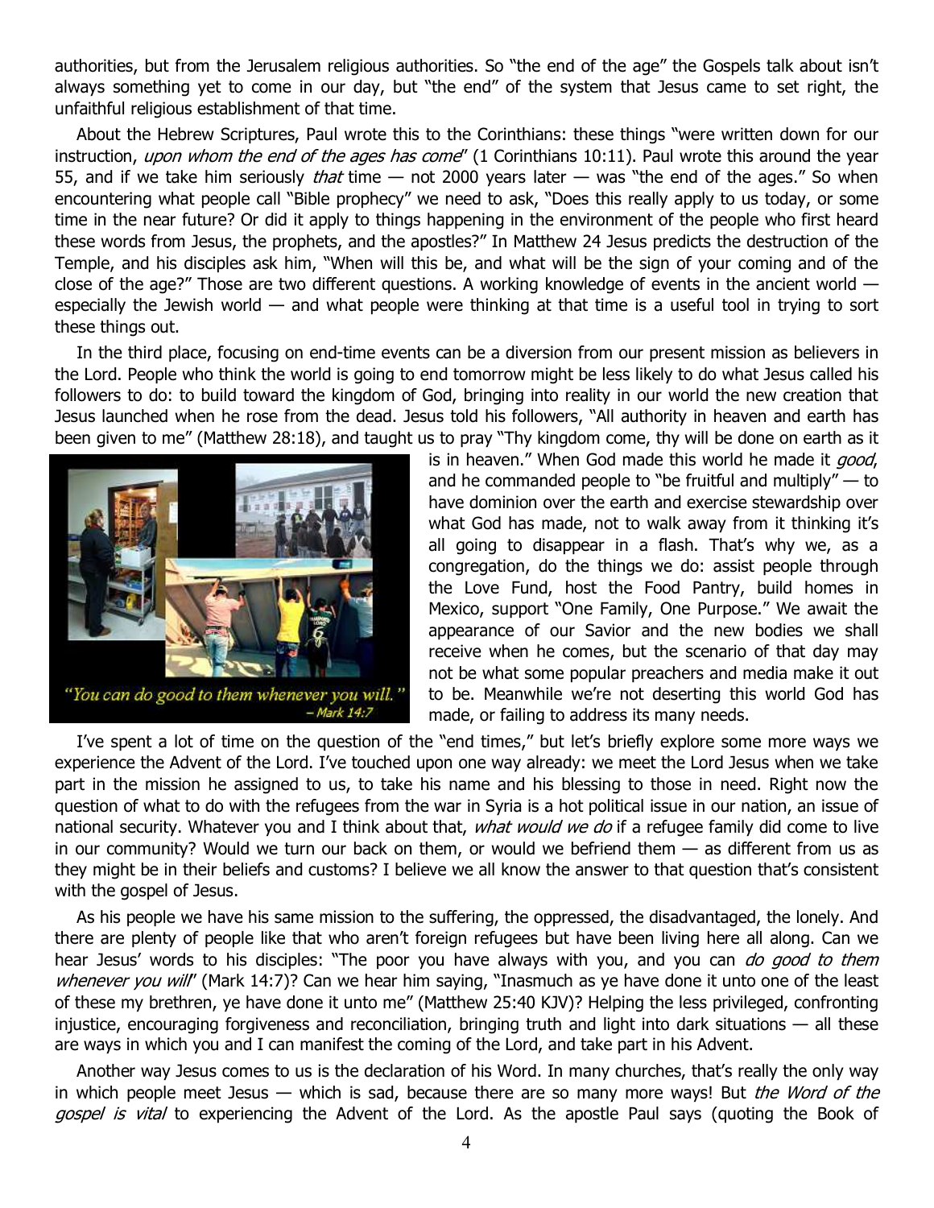authorities, but from the Jerusalem religious authorities. So "the end of the age" the Gospels talk about isn't always something yet to come in our day, but "the end" of the system that Jesus came to set right, the unfaithful religious establishment of that time.

About the Hebrew Scriptures, Paul wrote this to the Corinthians: these things "were written down for our instruction, *upon whom the end of the ages has come*" (1 Corinthians 10:11). Paul wrote this around the year 55, and if we take him seriously *that* time — not 2000 years later — was "the end of the ages." So when encountering what people call "Bible prophecy" we need to ask, "Does this really apply to us today, or some time in the near future? Or did it apply to things happening in the environment of the people who first heard these words from Jesus, the prophets, and the apostles?" In Matthew 24 Jesus predicts the destruction of the Temple, and his disciples ask him, "When will this be, and what will be the sign of your coming and of the close of the age?" Those are two different questions. A working knowledge of events in the ancient world — especially the Jewish world — and what people were thinking at that time is a useful tool in trying to sort these things out.

In the third place, focusing on end-time events can be a diversion from our present mission as believers in the Lord. People who think the world is going to end tomorrow might be less likely to do what Jesus called his followers to do: to build toward the kingdom of God, bringing into reality in our world the new creation that Jesus launched when he rose from the dead. Jesus told his followers, "All authority in heaven and earth has been given to me" (Matthew 28:18), and taught us to pray "Thy kingdom come, thy will be done on earth as it is in heaven." When God made this world he made it *good*, and he commanded people to "be fruitful and multiply" — to have dominion over the earth and exercise stewardship over what God has made, not to walk away from it thinking it's all going to disappear in a flash. That's why we, as a congregation, do the things we do: assist people through the Love Fund, host the Food Pantry, build homes in Mexico, support "One Family, One Purpose." We await the appearance of our Savior and the new bodies we shall receive when he comes, but the scenario of that day may not be what some popular preachers and media make it out to be. Meanwhile we're not deserting this world God has made, or failing to address its many needs.

"You can do good to them whenever you will." – Mark 14:7

I've spent a lot of time on the question of the "end times," but let's briefly explore some more ways we experience the Advent of the Lord. I've touched upon one way already: we meet the Lord Jesus when we take part in the mission he assigned to us, to take his name and his blessing to those in need. Right now the question of what to do with the refugees from the war in Syria is a hot political issue in our nation, an issue of national security. Whatever you and I think about that, *what would we do* if a refugee family did come to live in our community? Would we turn our back on them, or would we befriend them — as different from us as they might be in their beliefs and customs? I believe we all know the answer to that question that's consistent with the gospel of Jesus.

As his people we have his same mission to the suffering, the oppressed, the disadvantaged, the lonely. And there are plenty of people like that who aren't foreign refugees but have been living here all along. Can we hear Jesus' words to his disciples: "The poor you have always with you, and you can *do good to them whenever you will*" (Mark 14:7)? Can we hear him saying, "Inasmuch as ye have done it unto one of the least of these my brethren, ye have done it unto me" (Matthew 25:40 KJV)? Helping the less privileged, confronting injustice, encouraging forgiveness and reconciliation, bringing truth and light into dark situations — all these are ways in which you and I can manifest the coming of the Lord, and take part in his Advent.

Another way Jesus comes to us is the declaration of his Word. In many churches, that's really the only way in which people meet Jesus — which is sad, because there are so many more ways! But *the Word of the gospel is vital* to experiencing the Advent of the Lord. As the apostle Paul says (quoting the Book of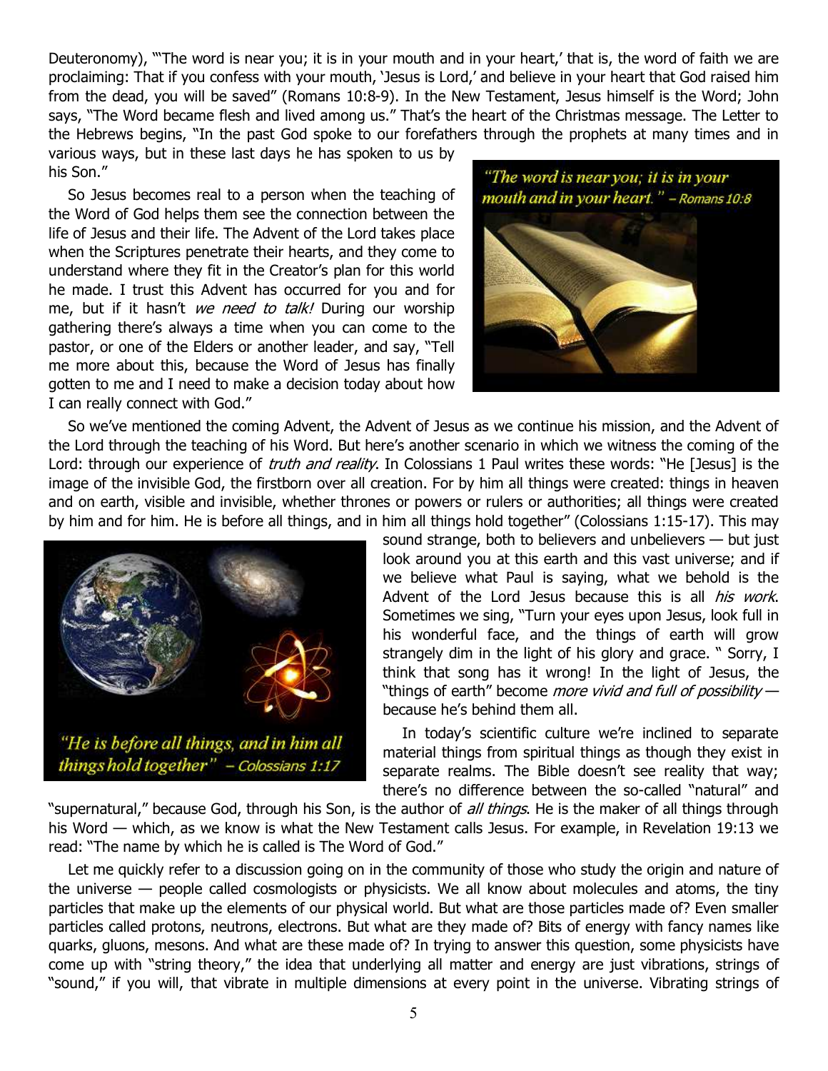Deuteronomy), "'The word is near you; it is in your mouth and in your heart,' that is, the word of faith we are proclaiming: That if you confess with your mouth, 'Jesus is Lord,' and believe in your heart that God raised him from the dead, you will be saved" (Romans 10:8-9). In the New Testament, Jesus himself is the Word; John says, "The Word became flesh and lived among us." That's the heart of the Christmas message. The Letter to the Hebrews begins, "In the past God spoke to our forefathers through the prophets at many times and in various ways, but in these last days he has spoken to us by his Son."

"The word is near you; it is in your mouth and in your heart." – Romans 10:8

So Jesus becomes real to a person when the teaching of the Word of God helps them see the connection between the life of Jesus and their life. The Advent of the Lord takes place when the Scriptures penetrate their hearts, and they come to understand where they fit in the Creator's plan for this world he made. I trust this Advent has occurred for you and for me, but if it hasn't *we need to talk!* During our worship gathering there's always a time when you can come to the pastor, or one of the Elders or another leader, and say, "Tell me more about this, because the Word of Jesus has finally gotten to me and I need to make a decision today about how I can really connect with God."

So we've mentioned the coming Advent, the Advent of Jesus as we continue his mission, and the Advent of the Lord through the teaching of his Word. But here's another scenario in which we witness the coming of the Lord: through our experience of *truth and reality*. In Colossians 1 Paul writes these words: "He [Jesus] is the image of the invisible God, the firstborn over all creation. For by him all things were created: things in heaven and on earth, visible and invisible, whether thrones or powers or rulers or authorities; all things were created by him and for him. He is before all things, and in him all things hold together" (Colossians 1:15-17). This may sound strange, both to believers and unbelievers — but just look around you at this earth and this vast universe; and if we believe what Paul is saying, what we behold is the Advent of the Lord Jesus because this is all *his work*. Sometimes we sing, "Turn your eyes upon Jesus, look full in his wonderful face, and the things of earth will grow strangely dim in the light of his glory and grace. " Sorry, I think that song has it wrong! In the light of Jesus, the "things of earth" become *more vivid and full of possibility* — because he's behind them all.

"He is before all things, and in him all things hold together" – Colossians 1:17

In today's scientific culture we're inclined to separate material things from spiritual things as though they exist in separate realms. The Bible doesn't see reality that way; there's no difference between the so-called "natural" and "supernatural," because God, through his Son, is the author of *all things*. He is the maker of all things through his Word — which, as we know is what the New Testament calls Jesus. For example, in Revelation 19:13 we read: "The name by which he is called is The Word of God."

Let me quickly refer to a discussion going on in the community of those who study the origin and nature of the universe — people called cosmologists or physicists. We all know about molecules and atoms, the tiny particles that make up the elements of our physical world. But what are those particles made of? Even smaller particles called protons, neutrons, electrons. But what are they made of? Bits of energy with fancy names like quarks, gluons, mesons. And what are these made of? In trying to answer this question, some physicists have come up with "string theory," the idea that underlying all matter and energy are just vibrations, strings of "sound," if you will, that vibrate in multiple dimensions at every point in the universe. Vibrating strings of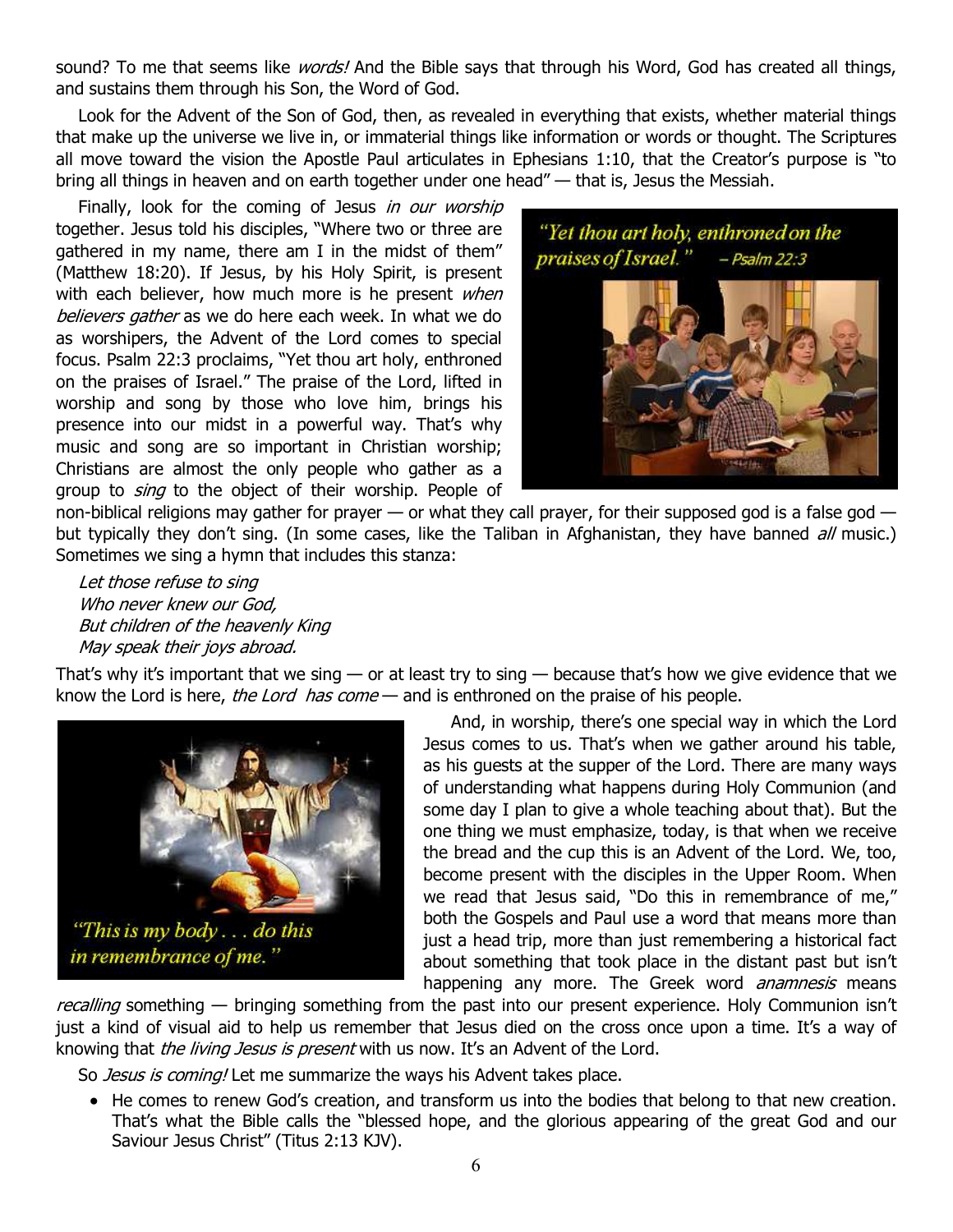sound? To me that seems like *words!* And the Bible says that through his Word, God has created all things, and sustains them through his Son, the Word of God.

Look for the Advent of the Son of God, then, as revealed in everything that exists, whether material things that make up the universe we live in, or immaterial things like information or words or thought. The Scriptures all move toward the vision the Apostle Paul articulates in Ephesians 1:10, that the Creator's purpose is "to bring all things in heaven and on earth together under one head" — that is, Jesus the Messiah.

Finally, look for the coming of Jesus *in our worship* together. Jesus told his disciples, "Where two or three are gathered in my name, there am I in the midst of them" (Matthew 18:20). If Jesus, by his Holy Spirit, is present with each believer, how much more is he present *when believers gather* as we do here each week. In what we do as worshipers, the Advent of the Lord comes to special focus. Psalm 22:3 proclaims, "Yet thou art holy, enthroned on the praises of Israel." The praise of the Lord, lifted in worship and song by those who love him, brings his presence into our midst in a powerful way. That's why music and song are so important in Christian worship; Christians are almost the only people who gather as a group to *sing* to the object of their worship. People of non-biblical religions may gather for prayer — or what they call prayer, for their supposed god is a false god — but typically they don't sing. (In some cases, like the Taliban in Afghanistan, they have banned *all* music.) Sometimes we sing a hymn that includes this stanza:

*Let those refuse to sing*
*Who never knew our God,*
*But children of the heavenly King*
*May speak their joys abroad.*

That's why it's important that we sing — or at least try to sing — because that's how we give evidence that we know the Lord is here, *the Lord has come* — and is enthroned on the praise of his people.

And, in worship, there's one special way in which the Lord Jesus comes to us. That's when we gather around his table, as his guests at the supper of the Lord. There are many ways of understanding what happens during Holy Communion (and some day I plan to give a whole teaching about that). But the one thing we must emphasize, today, is that when we receive the bread and the cup this is an Advent of the Lord. We, too, become present with the disciples in the Upper Room. When we read that Jesus said, "Do this in remembrance of me," both the Gospels and Paul use a word that means more than just a head trip, more than just remembering a historical fact about something that took place in the distant past but isn't happening any more. The Greek word *anamnesis* means *recalling* something — bringing something from the past into our present experience. Holy Communion isn't just a kind of visual aid to help us remember that Jesus died on the cross once upon a time. It's a way of knowing that *the living Jesus is present* with us now. It's an Advent of the Lord.

So *Jesus is coming!* Let me summarize the ways his Advent takes place.

- He comes to renew God's creation, and transform us into the bodies that belong to that new creation. That's what the Bible calls the "blessed hope, and the glorious appearing of the great God and our Saviour Jesus Christ" (Titus 2:13 KJV).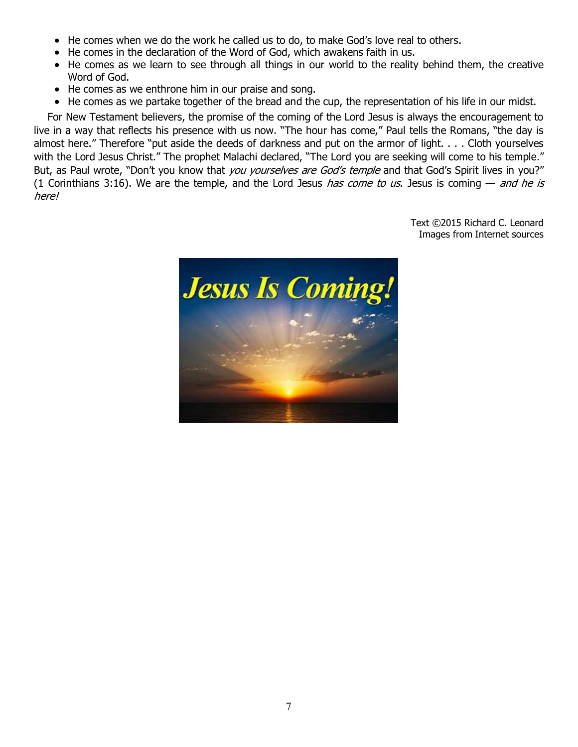- He comes when we do the work he called us to do, to make God's love real to others.
- He comes in the declaration of the Word of God, which awakens faith in us.
- He comes as we learn to see through all things in our world to the reality behind them, the creative Word of God.
- He comes as we enthrone him in our praise and song.
- He comes as we partake together of the bread and the cup, the representation of his life in our midst.

For New Testament believers, the promise of the coming of the Lord Jesus is always the encouragement to live in a way that reflects his presence with us now. "The hour has come," Paul tells the Romans, "the day is almost here." Therefore "put aside the deeds of darkness and put on the armor of light. . . . Cloth yourselves with the Lord Jesus Christ." The prophet Malachi declared, "The Lord you are seeking will come to his temple." But, as Paul wrote, "Don't you know that *you yourselves are God's temple* and that God's Spirit lives in you?" (1 Corinthians 3:16). We are the temple, and the Lord Jesus *has come to us*. Jesus is coming — *and he is here!*

Text ©2015 Richard C. Leonard
Images from Internet sources

Jesus Is Coming!